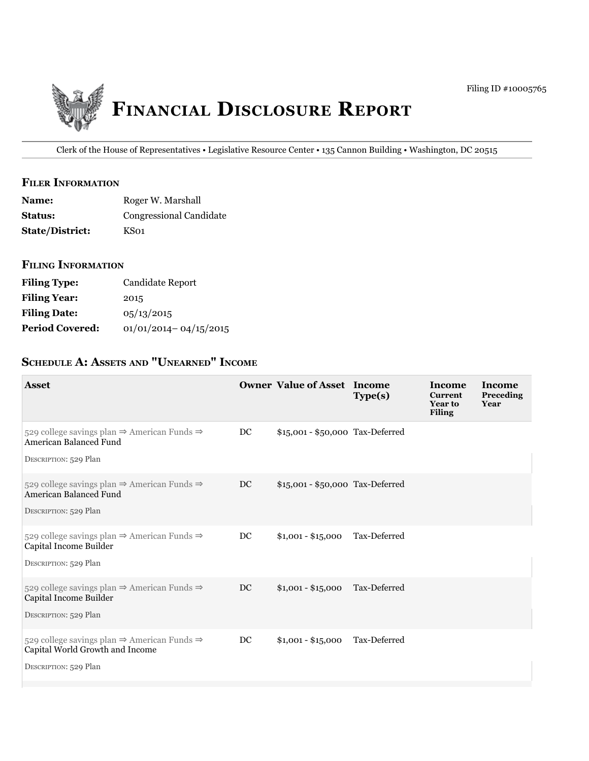Filing ID #10005765

# Financial Disclosure Report

Clerk of the House of Representatives • Legislative Resource Center • 135 Cannon Building • Washington, DC 20515

## Filer Information

**Name:** Roger W. Marshall
**Status:** Congressional Candidate
**State/District:** KS01

## Filing Information

**Filing Type:** Candidate Report
**Filing Year:** 2015
**Filing Date:** 05/13/2015
**Period Covered:** 01/01/2014– 04/15/2015

## Schedule A: Assets and "Unearned" Income

| Asset | Owner | Value of Asset | Income Type(s) | Income Current Year to Filing | Income Preceding Year |
| --- | --- | --- | --- | --- | --- |
| 529 college savings plan ⇒ American Funds ⇒ American Balanced Fund<br>Description: 529 Plan | DC | $15,001 - $50,000 | Tax-Deferred | | |
| 529 college savings plan ⇒ American Funds ⇒ American Balanced Fund<br>Description: 529 Plan | DC | $15,001 - $50,000 | Tax-Deferred | | |
| 529 college savings plan ⇒ American Funds ⇒ Capital Income Builder<br>Description: 529 Plan | DC | $1,001 - $15,000 | Tax-Deferred | | |
| 529 college savings plan ⇒ American Funds ⇒ Capital Income Builder<br>Description: 529 Plan | DC | $1,001 - $15,000 | Tax-Deferred | | |
| 529 college savings plan ⇒ American Funds ⇒ Capital World Growth and Income<br>Description: 529 Plan | DC | $1,001 - $15,000 | Tax-Deferred | | |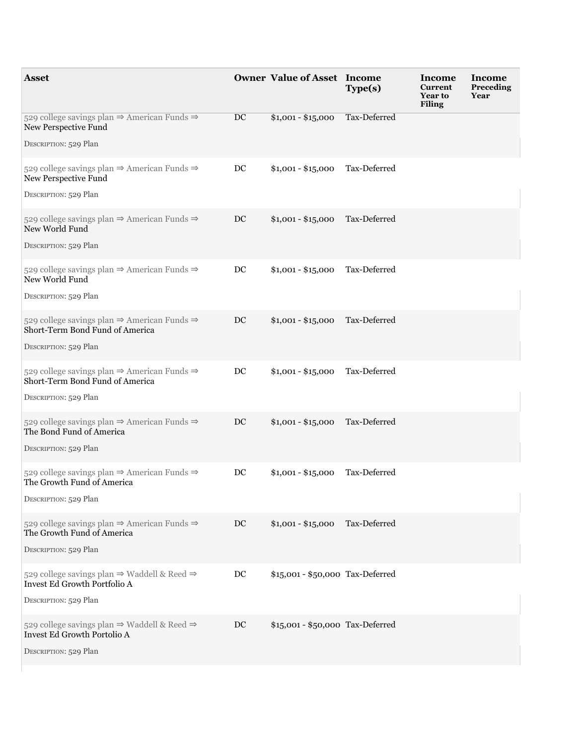| Asset | Owner | Value of Asset | Income Type(s) | Income Current Year to Filing | Income Preceding Year |
|---|---|---|---|---|---|
| 529 college savings plan ⇒ American Funds ⇒ New Perspective Fund<br>DESCRIPTION: 529 Plan | DC | $1,001 - $15,000 | Tax-Deferred | | |
| 529 college savings plan ⇒ American Funds ⇒ New Perspective Fund<br>DESCRIPTION: 529 Plan | DC | $1,001 - $15,000 | Tax-Deferred | | |
| 529 college savings plan ⇒ American Funds ⇒ New World Fund<br>DESCRIPTION: 529 Plan | DC | $1,001 - $15,000 | Tax-Deferred | | |
| 529 college savings plan ⇒ American Funds ⇒ New World Fund<br>DESCRIPTION: 529 Plan | DC | $1,001 - $15,000 | Tax-Deferred | | |
| 529 college savings plan ⇒ American Funds ⇒ Short-Term Bond Fund of America<br>DESCRIPTION: 529 Plan | DC | $1,001 - $15,000 | Tax-Deferred | | |
| 529 college savings plan ⇒ American Funds ⇒ Short-Term Bond Fund of America<br>DESCRIPTION: 529 Plan | DC | $1,001 - $15,000 | Tax-Deferred | | |
| 529 college savings plan ⇒ American Funds ⇒ The Bond Fund of America<br>DESCRIPTION: 529 Plan | DC | $1,001 - $15,000 | Tax-Deferred | | |
| 529 college savings plan ⇒ American Funds ⇒ The Growth Fund of America<br>DESCRIPTION: 529 Plan | DC | $1,001 - $15,000 | Tax-Deferred | | |
| 529 college savings plan ⇒ American Funds ⇒ The Growth Fund of America<br>DESCRIPTION: 529 Plan | DC | $1,001 - $15,000 | Tax-Deferred | | |
| 529 college savings plan ⇒ Waddell & Reed ⇒ Invest Ed Growth Portfolio A<br>DESCRIPTION: 529 Plan | DC | $15,001 - $50,000 | Tax-Deferred | | |
| 529 college savings plan ⇒ Waddell & Reed ⇒ Invest Ed Growth Portolio A<br>DESCRIPTION: 529 Plan | DC | $15,001 - $50,000 | Tax-Deferred | | |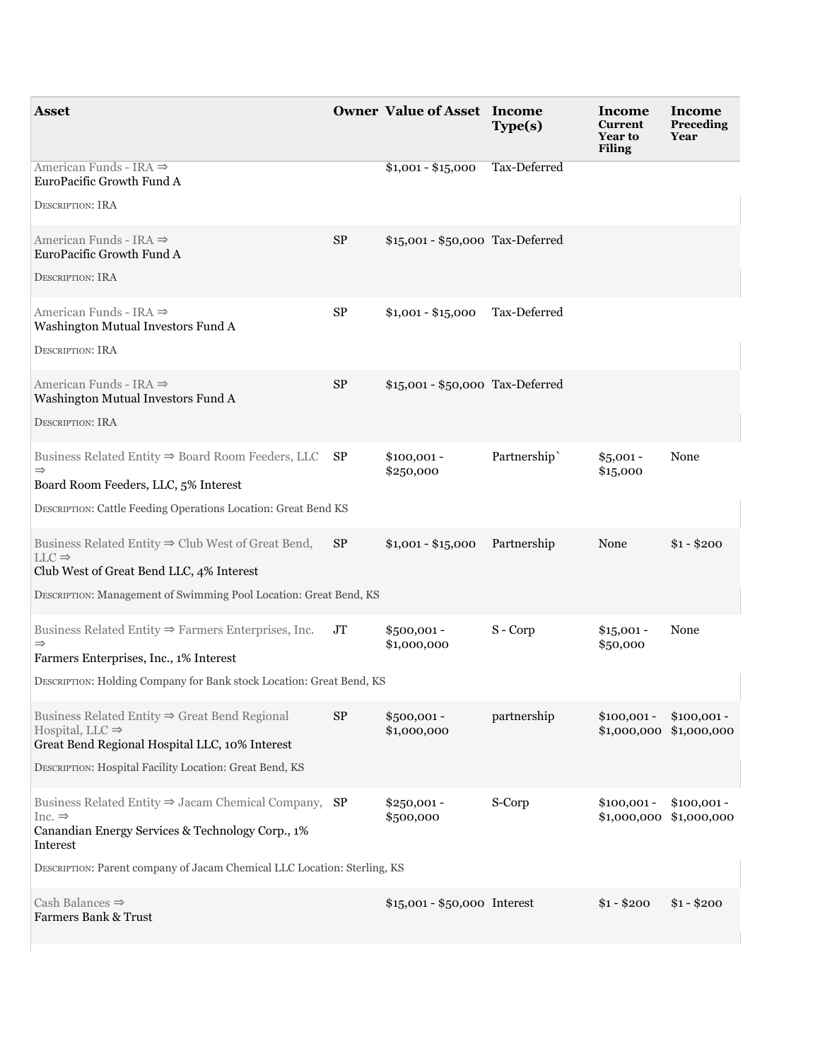| Asset | Owner | Value of Asset | Income Type(s) | Income Current Year to Filing | Income Preceding Year |
| --- | --- | --- | --- | --- | --- |
| American Funds - IRA ⇒ EuroPacific Growth Fund A<br>DESCRIPTION: IRA | | $1,001 - $15,000 | Tax-Deferred | | |
| American Funds - IRA ⇒ EuroPacific Growth Fund A<br>DESCRIPTION: IRA | SP | $15,001 - $50,000 | Tax-Deferred | | |
| American Funds - IRA ⇒ Washington Mutual Investors Fund A<br>DESCRIPTION: IRA | SP | $1,001 - $15,000 | Tax-Deferred | | |
| American Funds - IRA ⇒ Washington Mutual Investors Fund A<br>DESCRIPTION: IRA | SP | $15,001 - $50,000 | Tax-Deferred | | |
| Business Related Entity ⇒ Board Room Feeders, LLC ⇒ Board Room Feeders, LLC, 5% Interest<br>DESCRIPTION: Cattle Feeding Operations Location: Great Bend KS | SP | $100,001 - $250,000 | Partnership` | $5,001 - $15,000 | None |
| Business Related Entity ⇒ Club West of Great Bend, LLC ⇒ Club West of Great Bend LLC, 4% Interest<br>DESCRIPTION: Management of Swimming Pool Location: Great Bend, KS | SP | $1,001 - $15,000 | Partnership | None | $1 - $200 |
| Business Related Entity ⇒ Farmers Enterprises, Inc. ⇒ Farmers Enterprises, Inc., 1% Interest<br>DESCRIPTION: Holding Company for Bank stock Location: Great Bend, KS | JT | $500,001 - $1,000,000 | S - Corp | $15,001 - $50,000 | None |
| Business Related Entity ⇒ Great Bend Regional Hospital, LLC ⇒ Great Bend Regional Hospital LLC, 10% Interest<br>DESCRIPTION: Hospital Facility Location: Great Bend, KS | SP | $500,001 - $1,000,000 | partnership | $100,001 - $1,000,000 | $100,001 - $1,000,000 |
| Business Related Entity ⇒ Jacam Chemical Company, Inc. ⇒ Canandian Energy Services & Technology Corp., 1% Interest<br>DESCRIPTION: Parent company of Jacam Chemical LLC Location: Sterling, KS | SP | $250,001 - $500,000 | S-Corp | $100,001 - $1,000,000 | $100,001 - $1,000,000 |
| Cash Balances ⇒ Farmers Bank & Trust | | $15,001 - $50,000 | Interest | $1 - $200 | $1 - $200 |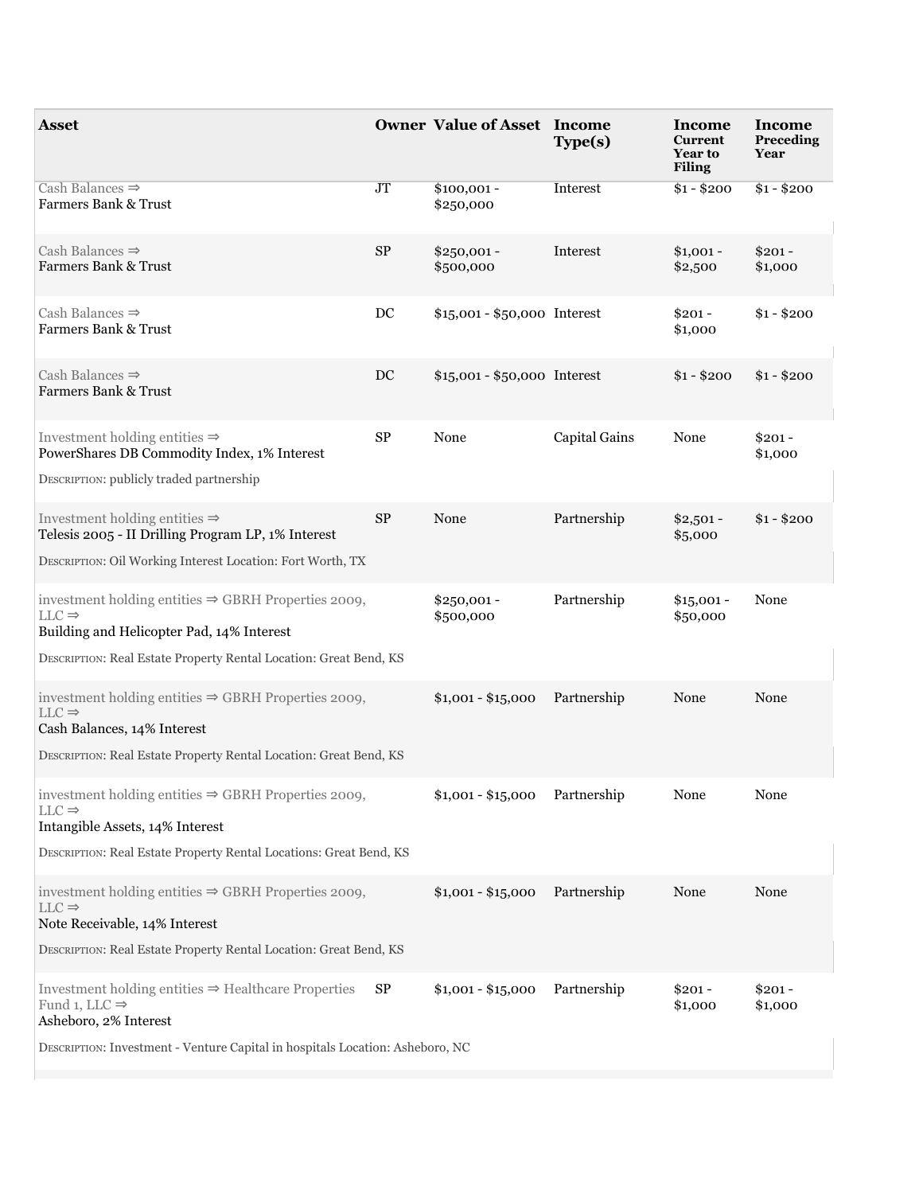| Asset | Owner | Value of Asset | Income Type(s) | Income Current Year to Filing | Income Preceding Year |
|---|---|---|---|---|---|
| Cash Balances ⇒ Farmers Bank & Trust | JT | $100,001 - $250,000 | Interest | $1 - $200 | $1 - $200 |
| Cash Balances ⇒ Farmers Bank & Trust | SP | $250,001 - $500,000 | Interest | $1,001 - $2,500 | $201 - $1,000 |
| Cash Balances ⇒ Farmers Bank & Trust | DC | $15,001 - $50,000 | Interest | $201 - $1,000 | $1 - $200 |
| Cash Balances ⇒ Farmers Bank & Trust | DC | $15,001 - $50,000 | Interest | $1 - $200 | $1 - $200 |
| Investment holding entities ⇒ PowerShares DB Commodity Index, 1% Interest<br>DESCRIPTION: publicly traded partnership | SP | None | Capital Gains | None | $201 - $1,000 |
| Investment holding entities ⇒ Telesis 2005 - II Drilling Program LP, 1% Interest<br>DESCRIPTION: Oil Working Interest Location: Fort Worth, TX | SP | None | Partnership | $2,501 - $5,000 | $1 - $200 |
| investment holding entities ⇒ GBRH Properties 2009, LLC ⇒ Building and Helicopter Pad, 14% Interest<br>DESCRIPTION: Real Estate Property Rental Location: Great Bend, KS | | $250,001 - $500,000 | Partnership | $15,001 - $50,000 | None |
| investment holding entities ⇒ GBRH Properties 2009, LLC ⇒ Cash Balances, 14% Interest<br>DESCRIPTION: Real Estate Property Rental Location: Great Bend, KS | | $1,001 - $15,000 | Partnership | None | None |
| investment holding entities ⇒ GBRH Properties 2009, LLC ⇒ Intangible Assets, 14% Interest<br>DESCRIPTION: Real Estate Property Rental Locations: Great Bend, KS | | $1,001 - $15,000 | Partnership | None | None |
| investment holding entities ⇒ GBRH Properties 2009, LLC ⇒ Note Receivable, 14% Interest<br>DESCRIPTION: Real Estate Property Rental Location: Great Bend, KS | | $1,001 - $15,000 | Partnership | None | None |
| Investment holding entities ⇒ Healthcare Properties Fund 1, LLC ⇒ Asheboro, 2% Interest<br>DESCRIPTION: Investment - Venture Capital in hospitals Location: Asheboro, NC | SP | $1,001 - $15,000 | Partnership | $201 - $1,000 | $201 - $1,000 |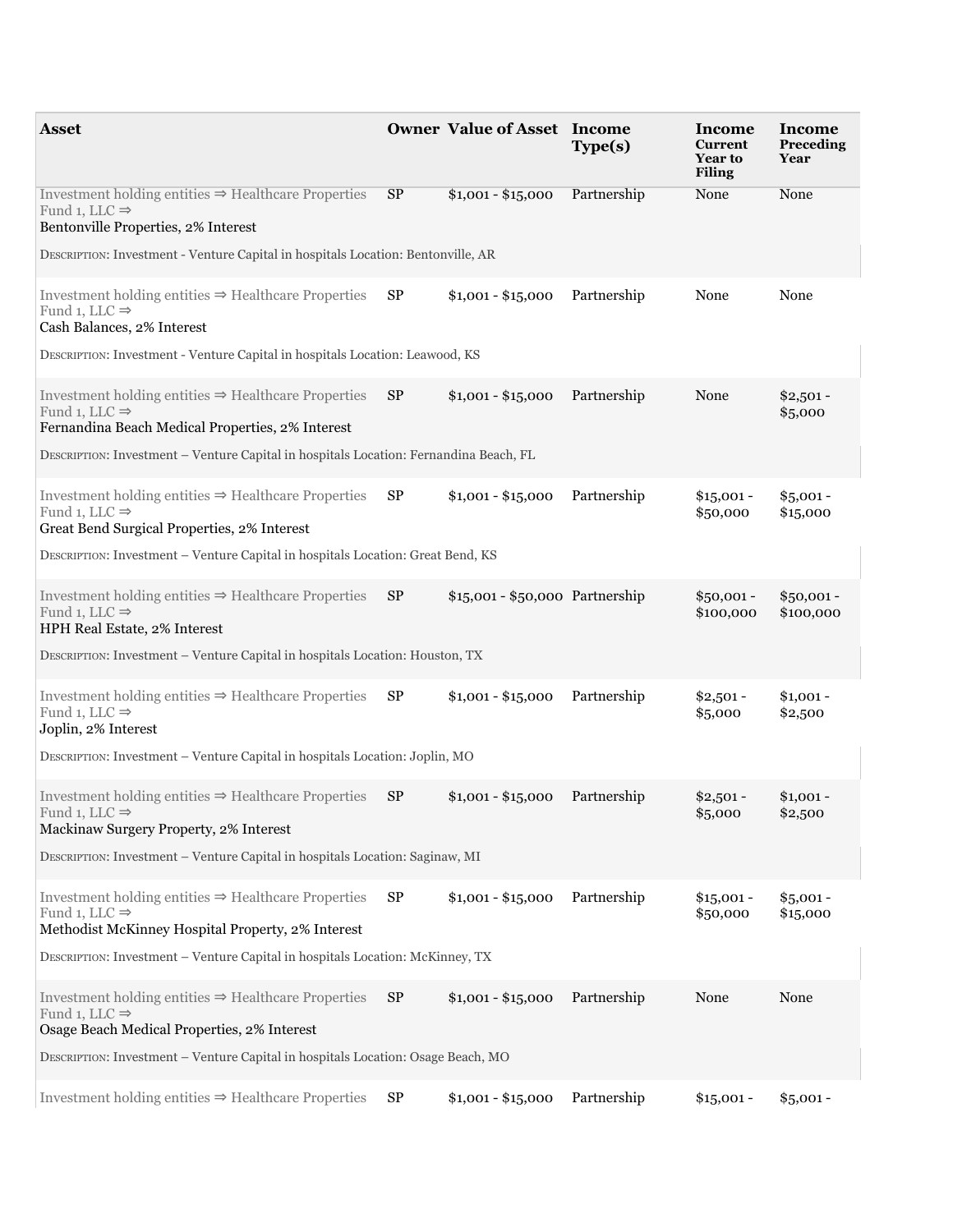| Asset | Owner | Value of Asset | Income Type(s) | Income Current Year to Filing | Income Preceding Year |
|---|---|---|---|---|---|
| Investment holding entities ⇒ Healthcare Properties Fund 1, LLC ⇒<br>Bentonville Properties, 2% Interest<br><br>Description: Investment - Venture Capital in hospitals Location: Bentonville, AR | SP | $1,001 - $15,000 | Partnership | None | None |
| Investment holding entities ⇒ Healthcare Properties Fund 1, LLC ⇒<br>Cash Balances, 2% Interest<br><br>Description: Investment - Venture Capital in hospitals Location: Leawood, KS | SP | $1,001 - $15,000 | Partnership | None | None |
| Investment holding entities ⇒ Healthcare Properties Fund 1, LLC ⇒<br>Fernandina Beach Medical Properties, 2% Interest<br><br>Description: Investment – Venture Capital in hospitals Location: Fernandina Beach, FL | SP | $1,001 - $15,000 | Partnership | None | $2,501 - $5,000 |
| Investment holding entities ⇒ Healthcare Properties Fund 1, LLC ⇒<br>Great Bend Surgical Properties, 2% Interest<br><br>Description: Investment – Venture Capital in hospitals Location: Great Bend, KS | SP | $1,001 - $15,000 | Partnership | $15,001 - $50,000 | $5,001 - $15,000 |
| Investment holding entities ⇒ Healthcare Properties Fund 1, LLC ⇒<br>HPH Real Estate, 2% Interest<br><br>Description: Investment – Venture Capital in hospitals Location: Houston, TX | SP | $15,001 - $50,000 | Partnership | $50,001 - $100,000 | $50,001 - $100,000 |
| Investment holding entities ⇒ Healthcare Properties Fund 1, LLC ⇒<br>Joplin, 2% Interest<br><br>Description: Investment – Venture Capital in hospitals Location: Joplin, MO | SP | $1,001 - $15,000 | Partnership | $2,501 - $5,000 | $1,001 - $2,500 |
| Investment holding entities ⇒ Healthcare Properties Fund 1, LLC ⇒<br>Mackinaw Surgery Property, 2% Interest<br><br>Description: Investment – Venture Capital in hospitals Location: Saginaw, MI | SP | $1,001 - $15,000 | Partnership | $2,501 - $5,000 | $1,001 - $2,500 |
| Investment holding entities ⇒ Healthcare Properties Fund 1, LLC ⇒<br>Methodist McKinney Hospital Property, 2% Interest<br><br>Description: Investment – Venture Capital in hospitals Location: McKinney, TX | SP | $1,001 - $15,000 | Partnership | $15,001 - $50,000 | $5,001 - $15,000 |
| Investment holding entities ⇒ Healthcare Properties Fund 1, LLC ⇒<br>Osage Beach Medical Properties, 2% Interest<br><br>Description: Investment – Venture Capital in hospitals Location: Osage Beach, MO | SP | $1,001 - $15,000 | Partnership | None | None |
| Investment holding entities ⇒ Healthcare Properties | SP | $1,001 - $15,000 | Partnership | $15,001 - | $5,001 - |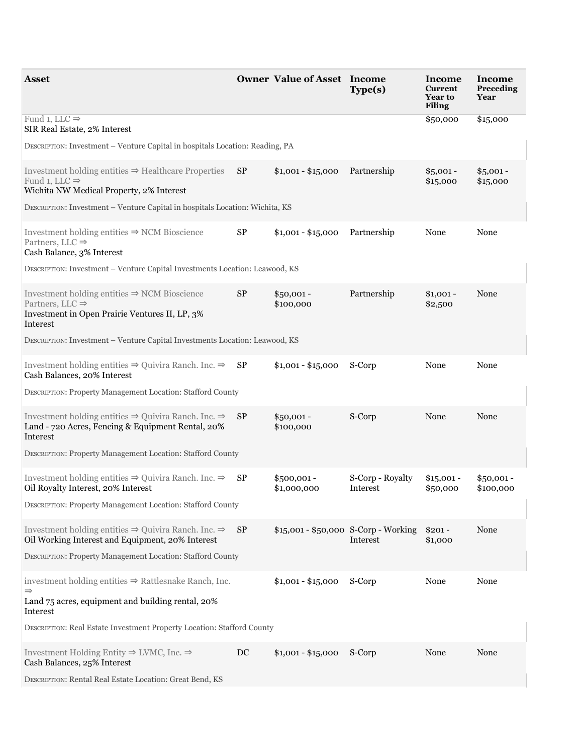| Asset | Owner | Value of Asset | Income Type(s) | Income Current Year to Filing | Income Preceding Year |
|---|---|---|---|---|---|
| Fund 1, LLC ⇒ SIR Real Estate, 2% Interest | | | | $50,000 | $15,000 |
| DESCRIPTION: Investment – Venture Capital in hospitals Location: Reading, PA | | | | | |
| Investment holding entities ⇒ Healthcare Properties Fund 1, LLC ⇒ Wichita NW Medical Property, 2% Interest | SP | $1,001 - $15,000 | Partnership | $5,001 - $15,000 | $5,001 - $15,000 |
| DESCRIPTION: Investment – Venture Capital in hospitals Location: Wichita, KS | | | | | |
| Investment holding entities ⇒ NCM Bioscience Partners, LLC ⇒ Cash Balance, 3% Interest | SP | $1,001 - $15,000 | Partnership | None | None |
| DESCRIPTION: Investment – Venture Capital Investments Location: Leawood, KS | | | | | |
| Investment holding entities ⇒ NCM Bioscience Partners, LLC ⇒ Investment in Open Prairie Ventures II, LP, 3% Interest | SP | $50,001 - $100,000 | Partnership | $1,001 - $2,500 | None |
| DESCRIPTION: Investment – Venture Capital Investments Location: Leawood, KS | | | | | |
| Investment holding entities ⇒ Quivira Ranch. Inc. ⇒ Cash Balances, 20% Interest | SP | $1,001 - $15,000 | S-Corp | None | None |
| DESCRIPTION: Property Management Location: Stafford County | | | | | |
| Investment holding entities ⇒ Quivira Ranch. Inc. ⇒ Land - 720 Acres, Fencing & Equipment Rental, 20% Interest | SP | $50,001 - $100,000 | S-Corp | None | None |
| DESCRIPTION: Property Management Location: Stafford County | | | | | |
| Investment holding entities ⇒ Quivira Ranch. Inc. ⇒ Oil Royalty Interest, 20% Interest | SP | $500,001 - $1,000,000 | S-Corp - Royalty Interest | $15,001 - $50,000 | $50,001 - $100,000 |
| DESCRIPTION: Property Management Location: Stafford County | | | | | |
| Investment holding entities ⇒ Quivira Ranch. Inc. ⇒ Oil Working Interest and Equipment, 20% Interest | SP | $15,001 - $50,000 | S-Corp - Working Interest | $201 - $1,000 | None |
| DESCRIPTION: Property Management Location: Stafford County | | | | | |
| investment holding entities ⇒ Rattlesnake Ranch, Inc. ⇒ Land 75 acres, equipment and building rental, 20% Interest | | $1,001 - $15,000 | S-Corp | None | None |
| DESCRIPTION: Real Estate Investment Property Location: Stafford County | | | | | |
| Investment Holding Entity ⇒ LVMC, Inc. ⇒ Cash Balances, 25% Interest | DC | $1,001 - $15,000 | S-Corp | None | None |
| DESCRIPTION: Rental Real Estate Location: Great Bend, KS | | | | | |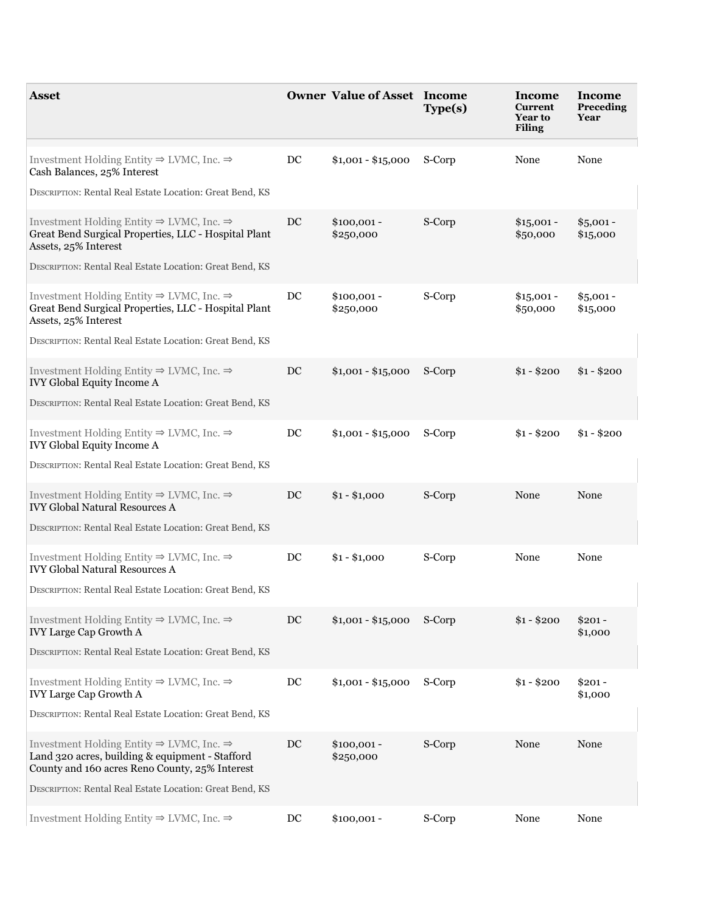| Asset | Owner | Value of Asset | Income Type(s) | Income Current Year to Filing | Income Preceding Year |
|---|---|---|---|---|---|
| Investment Holding Entity ⇒ LVMC, Inc. ⇒ Cash Balances, 25% Interest<br>DESCRIPTION: Rental Real Estate Location: Great Bend, KS | DC | $1,001 - $15,000 | S-Corp | None | None |
| Investment Holding Entity ⇒ LVMC, Inc. ⇒ Great Bend Surgical Properties, LLC - Hospital Plant Assets, 25% Interest<br>DESCRIPTION: Rental Real Estate Location: Great Bend, KS | DC | $100,001 - $250,000 | S-Corp | $15,001 - $50,000 | $5,001 - $15,000 |
| Investment Holding Entity ⇒ LVMC, Inc. ⇒ Great Bend Surgical Properties, LLC - Hospital Plant Assets, 25% Interest<br>DESCRIPTION: Rental Real Estate Location: Great Bend, KS | DC | $100,001 - $250,000 | S-Corp | $15,001 - $50,000 | $5,001 - $15,000 |
| Investment Holding Entity ⇒ LVMC, Inc. ⇒ IVY Global Equity Income A<br>DESCRIPTION: Rental Real Estate Location: Great Bend, KS | DC | $1,001 - $15,000 | S-Corp | $1 - $200 | $1 - $200 |
| Investment Holding Entity ⇒ LVMC, Inc. ⇒ IVY Global Equity Income A<br>DESCRIPTION: Rental Real Estate Location: Great Bend, KS | DC | $1,001 - $15,000 | S-Corp | $1 - $200 | $1 - $200 |
| Investment Holding Entity ⇒ LVMC, Inc. ⇒ IVY Global Natural Resources A<br>DESCRIPTION: Rental Real Estate Location: Great Bend, KS | DC | $1 - $1,000 | S-Corp | None | None |
| Investment Holding Entity ⇒ LVMC, Inc. ⇒ IVY Global Natural Resources A<br>DESCRIPTION: Rental Real Estate Location: Great Bend, KS | DC | $1 - $1,000 | S-Corp | None | None |
| Investment Holding Entity ⇒ LVMC, Inc. ⇒ IVY Large Cap Growth A<br>DESCRIPTION: Rental Real Estate Location: Great Bend, KS | DC | $1,001 - $15,000 | S-Corp | $1 - $200 | $201 - $1,000 |
| Investment Holding Entity ⇒ LVMC, Inc. ⇒ IVY Large Cap Growth A<br>DESCRIPTION: Rental Real Estate Location: Great Bend, KS | DC | $1,001 - $15,000 | S-Corp | $1 - $200 | $201 - $1,000 |
| Investment Holding Entity ⇒ LVMC, Inc. ⇒ Land 320 acres, building & equipment - Stafford County and 160 acres Reno County, 25% Interest<br>DESCRIPTION: Rental Real Estate Location: Great Bend, KS | DC | $100,001 - $250,000 | S-Corp | None | None |
| Investment Holding Entity ⇒ LVMC, Inc. ⇒ | DC | $100,001 - | S-Corp | None | None |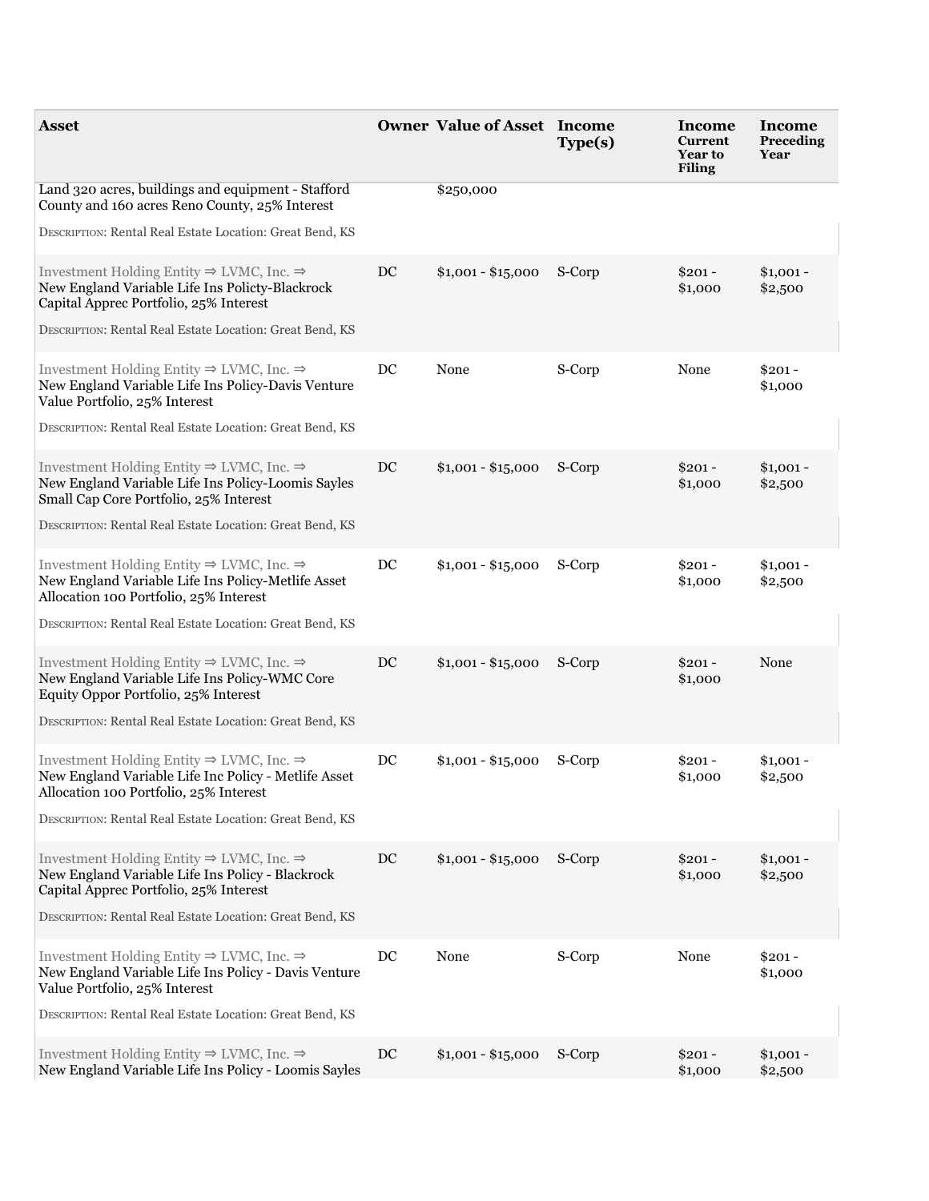| Asset | Owner | Value of Asset | Income Type(s) | Income Current Year to Filing | Income Preceding Year |
| --- | --- | --- | --- | --- | --- |
| Land 320 acres, buildings and equipment - Stafford County and 160 acres Reno County, 25% Interest<br><br>DESCRIPTION: Rental Real Estate Location: Great Bend, KS | | $250,000 | | | |
| Investment Holding Entity ⇒ LVMC, Inc. ⇒ New England Variable Life Ins Policty-Blackrock Capital Apprec Portfolio, 25% Interest<br><br>DESCRIPTION: Rental Real Estate Location: Great Bend, KS | DC | $1,001 - $15,000 | S-Corp | $201 - $1,000 | $1,001 - $2,500 |
| Investment Holding Entity ⇒ LVMC, Inc. ⇒ New England Variable Life Ins Policy-Davis Venture Value Portfolio, 25% Interest<br><br>DESCRIPTION: Rental Real Estate Location: Great Bend, KS | DC | None | S-Corp | None | $201 - $1,000 |
| Investment Holding Entity ⇒ LVMC, Inc. ⇒ New England Variable Life Ins Policy-Loomis Sayles Small Cap Core Portfolio, 25% Interest<br><br>DESCRIPTION: Rental Real Estate Location: Great Bend, KS | DC | $1,001 - $15,000 | S-Corp | $201 - $1,000 | $1,001 - $2,500 |
| Investment Holding Entity ⇒ LVMC, Inc. ⇒ New England Variable Life Ins Policy-Metlife Asset Allocation 100 Portfolio, 25% Interest<br><br>DESCRIPTION: Rental Real Estate Location: Great Bend, KS | DC | $1,001 - $15,000 | S-Corp | $201 - $1,000 | $1,001 - $2,500 |
| Investment Holding Entity ⇒ LVMC, Inc. ⇒ New England Variable Life Ins Policy-WMC Core Equity Oppor Portfolio, 25% Interest<br><br>DESCRIPTION: Rental Real Estate Location: Great Bend, KS | DC | $1,001 - $15,000 | S-Corp | $201 - $1,000 | None |
| Investment Holding Entity ⇒ LVMC, Inc. ⇒ New England Variable Life Inc Policy - Metlife Asset Allocation 100 Portfolio, 25% Interest<br><br>DESCRIPTION: Rental Real Estate Location: Great Bend, KS | DC | $1,001 - $15,000 | S-Corp | $201 - $1,000 | $1,001 - $2,500 |
| Investment Holding Entity ⇒ LVMC, Inc. ⇒ New England Variable Life Ins Policy - Blackrock Capital Apprec Portfolio, 25% Interest<br><br>DESCRIPTION: Rental Real Estate Location: Great Bend, KS | DC | $1,001 - $15,000 | S-Corp | $201 - $1,000 | $1,001 - $2,500 |
| Investment Holding Entity ⇒ LVMC, Inc. ⇒ New England Variable Life Ins Policy - Davis Venture Value Portfolio, 25% Interest<br><br>DESCRIPTION: Rental Real Estate Location: Great Bend, KS | DC | None | S-Corp | None | $201 - $1,000 |
| Investment Holding Entity ⇒ LVMC, Inc. ⇒ New England Variable Life Ins Policy - Loomis Sayles | DC | $1,001 - $15,000 | S-Corp | $201 - $1,000 | $1,001 - $2,500 |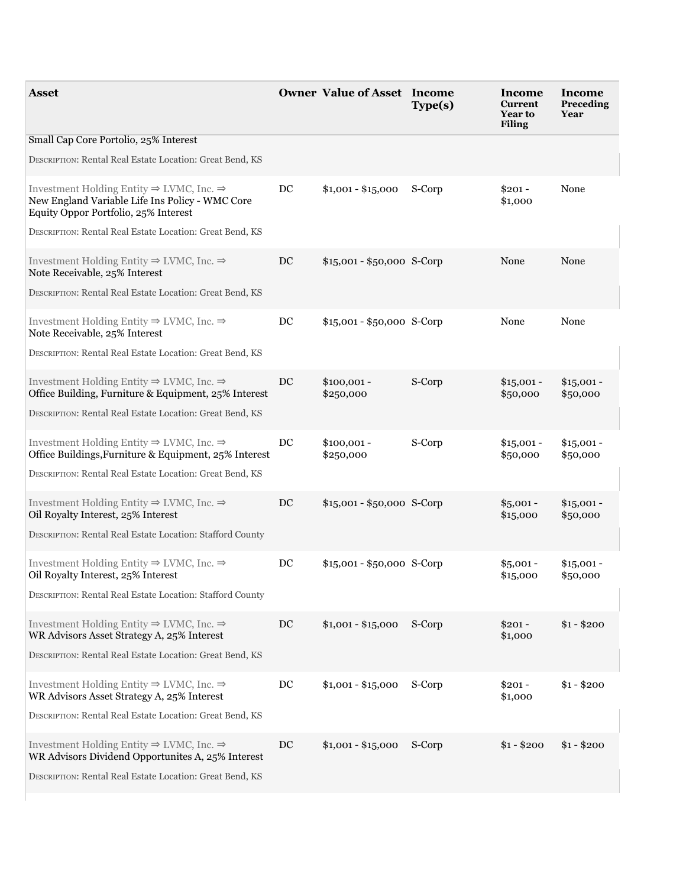| Asset | Owner | Value of Asset | Income Type(s) | Income Current Year to Filing | Income Preceding Year |
|---|---|---|---|---|---|
| Small Cap Core Portolio, 25% Interest<br>DESCRIPTION: Rental Real Estate Location: Great Bend, KS | | | | | |
| Investment Holding Entity ⇒ LVMC, Inc. ⇒ New England Variable Life Ins Policy - WMC Core Equity Oppor Portfolio, 25% Interest<br>DESCRIPTION: Rental Real Estate Location: Great Bend, KS | DC | $1,001 - $15,000 | S-Corp | $201 - $1,000 | None |
| Investment Holding Entity ⇒ LVMC, Inc. ⇒ Note Receivable, 25% Interest<br>DESCRIPTION: Rental Real Estate Location: Great Bend, KS | DC | $15,001 - $50,000 | S-Corp | None | None |
| Investment Holding Entity ⇒ LVMC, Inc. ⇒ Note Receivable, 25% Interest<br>DESCRIPTION: Rental Real Estate Location: Great Bend, KS | DC | $15,001 - $50,000 | S-Corp | None | None |
| Investment Holding Entity ⇒ LVMC, Inc. ⇒ Office Building, Furniture & Equipment, 25% Interest<br>DESCRIPTION: Rental Real Estate Location: Great Bend, KS | DC | $100,001 - $250,000 | S-Corp | $15,001 - $50,000 | $15,001 - $50,000 |
| Investment Holding Entity ⇒ LVMC, Inc. ⇒ Office Buildings,Furniture & Equipment, 25% Interest<br>DESCRIPTION: Rental Real Estate Location: Great Bend, KS | DC | $100,001 - $250,000 | S-Corp | $15,001 - $50,000 | $15,001 - $50,000 |
| Investment Holding Entity ⇒ LVMC, Inc. ⇒ Oil Royalty Interest, 25% Interest<br>DESCRIPTION: Rental Real Estate Location: Stafford County | DC | $15,001 - $50,000 | S-Corp | $5,001 - $15,000 | $15,001 - $50,000 |
| Investment Holding Entity ⇒ LVMC, Inc. ⇒ Oil Royalty Interest, 25% Interest<br>DESCRIPTION: Rental Real Estate Location: Stafford County | DC | $15,001 - $50,000 | S-Corp | $5,001 - $15,000 | $15,001 - $50,000 |
| Investment Holding Entity ⇒ LVMC, Inc. ⇒ WR Advisors Asset Strategy A, 25% Interest<br>DESCRIPTION: Rental Real Estate Location: Great Bend, KS | DC | $1,001 - $15,000 | S-Corp | $201 - $1,000 | $1 - $200 |
| Investment Holding Entity ⇒ LVMC, Inc. ⇒ WR Advisors Asset Strategy A, 25% Interest<br>DESCRIPTION: Rental Real Estate Location: Great Bend, KS | DC | $1,001 - $15,000 | S-Corp | $201 - $1,000 | $1 - $200 |
| Investment Holding Entity ⇒ LVMC, Inc. ⇒ WR Advisors Dividend Opportunites A, 25% Interest<br>DESCRIPTION: Rental Real Estate Location: Great Bend, KS | DC | $1,001 - $15,000 | S-Corp | $1 - $200 | $1 - $200 |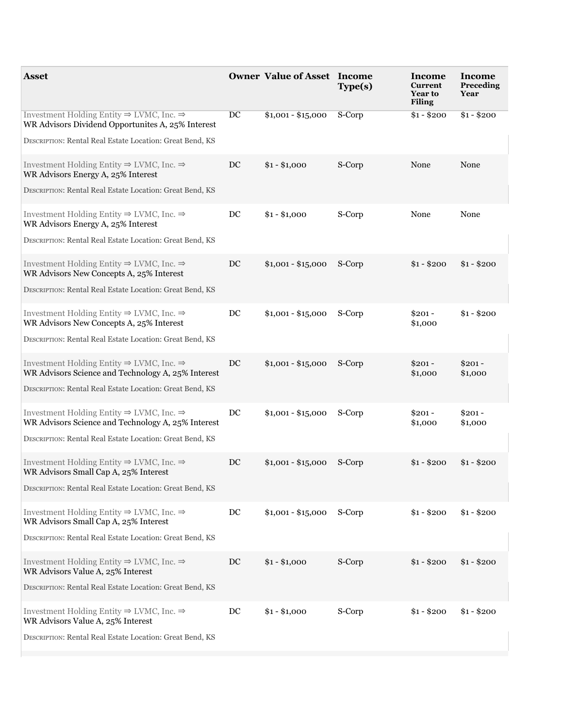| Asset | Owner | Value of Asset | Income Type(s) | Income Current Year to Filing | Income Preceding Year |
| --- | --- | --- | --- | --- | --- |
| Investment Holding Entity ⇒ LVMC, Inc. ⇒ WR Advisors Dividend Opportunites A, 25% Interest<br>DESCRIPTION: Rental Real Estate Location: Great Bend, KS | DC | $1,001 - $15,000 | S-Corp | $1 - $200 | $1 - $200 |
| Investment Holding Entity ⇒ LVMC, Inc. ⇒ WR Advisors Energy A, 25% Interest<br>DESCRIPTION: Rental Real Estate Location: Great Bend, KS | DC | $1 - $1,000 | S-Corp | None | None |
| Investment Holding Entity ⇒ LVMC, Inc. ⇒ WR Advisors Energy A, 25% Interest<br>DESCRIPTION: Rental Real Estate Location: Great Bend, KS | DC | $1 - $1,000 | S-Corp | None | None |
| Investment Holding Entity ⇒ LVMC, Inc. ⇒ WR Advisors New Concepts A, 25% Interest<br>DESCRIPTION: Rental Real Estate Location: Great Bend, KS | DC | $1,001 - $15,000 | S-Corp | $1 - $200 | $1 - $200 |
| Investment Holding Entity ⇒ LVMC, Inc. ⇒ WR Advisors New Concepts A, 25% Interest<br>DESCRIPTION: Rental Real Estate Location: Great Bend, KS | DC | $1,001 - $15,000 | S-Corp | $201 - $1,000 | $1 - $200 |
| Investment Holding Entity ⇒ LVMC, Inc. ⇒ WR Advisors Science and Technology A, 25% Interest<br>DESCRIPTION: Rental Real Estate Location: Great Bend, KS | DC | $1,001 - $15,000 | S-Corp | $201 - $1,000 | $201 - $1,000 |
| Investment Holding Entity ⇒ LVMC, Inc. ⇒ WR Advisors Science and Technology A, 25% Interest<br>DESCRIPTION: Rental Real Estate Location: Great Bend, KS | DC | $1,001 - $15,000 | S-Corp | $201 - $1,000 | $201 - $1,000 |
| Investment Holding Entity ⇒ LVMC, Inc. ⇒ WR Advisors Small Cap A, 25% Interest<br>DESCRIPTION: Rental Real Estate Location: Great Bend, KS | DC | $1,001 - $15,000 | S-Corp | $1 - $200 | $1 - $200 |
| Investment Holding Entity ⇒ LVMC, Inc. ⇒ WR Advisors Small Cap A, 25% Interest<br>DESCRIPTION: Rental Real Estate Location: Great Bend, KS | DC | $1,001 - $15,000 | S-Corp | $1 - $200 | $1 - $200 |
| Investment Holding Entity ⇒ LVMC, Inc. ⇒ WR Advisors Value A, 25% Interest<br>DESCRIPTION: Rental Real Estate Location: Great Bend, KS | DC | $1 - $1,000 | S-Corp | $1 - $200 | $1 - $200 |
| Investment Holding Entity ⇒ LVMC, Inc. ⇒ WR Advisors Value A, 25% Interest<br>DESCRIPTION: Rental Real Estate Location: Great Bend, KS | DC | $1 - $1,000 | S-Corp | $1 - $200 | $1 - $200 |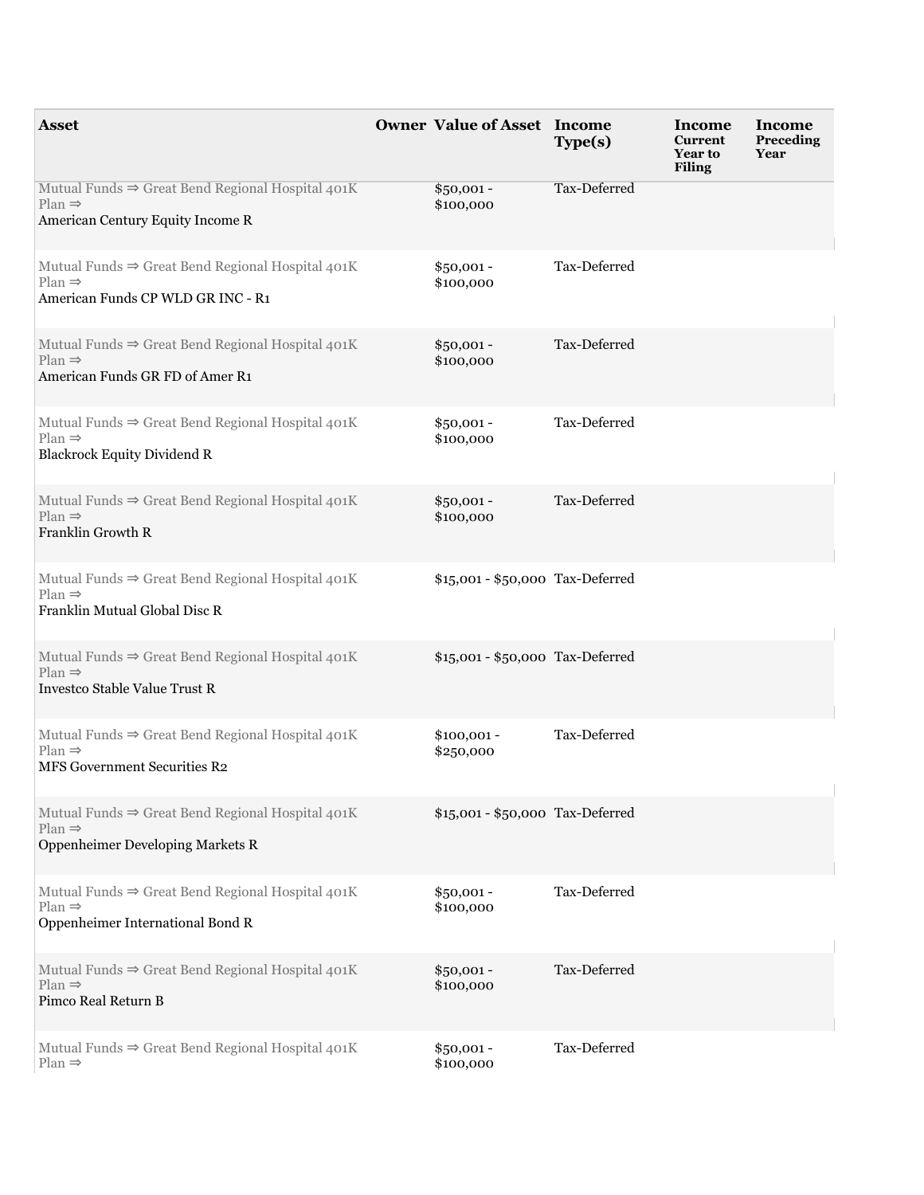| Asset | Owner | Value of Asset | Income Type(s) | Income Current Year to Filing | Income Preceding Year |
| --- | --- | --- | --- | --- | --- |
| Mutual Funds ⇒ Great Bend Regional Hospital 401K Plan ⇒ American Century Equity Income R | | $50,001 - $100,000 | Tax-Deferred | | |
| Mutual Funds ⇒ Great Bend Regional Hospital 401K Plan ⇒ American Funds CP WLD GR INC - R1 | | $50,001 - $100,000 | Tax-Deferred | | |
| Mutual Funds ⇒ Great Bend Regional Hospital 401K Plan ⇒ American Funds GR FD of Amer R1 | | $50,001 - $100,000 | Tax-Deferred | | |
| Mutual Funds ⇒ Great Bend Regional Hospital 401K Plan ⇒ Blackrock Equity Dividend R | | $50,001 - $100,000 | Tax-Deferred | | |
| Mutual Funds ⇒ Great Bend Regional Hospital 401K Plan ⇒ Franklin Growth R | | $50,001 - $100,000 | Tax-Deferred | | |
| Mutual Funds ⇒ Great Bend Regional Hospital 401K Plan ⇒ Franklin Mutual Global Disc R | | $15,001 - $50,000 | Tax-Deferred | | |
| Mutual Funds ⇒ Great Bend Regional Hospital 401K Plan ⇒ Investco Stable Value Trust R | | $15,001 - $50,000 | Tax-Deferred | | |
| Mutual Funds ⇒ Great Bend Regional Hospital 401K Plan ⇒ MFS Government Securities R2 | | $100,001 - $250,000 | Tax-Deferred | | |
| Mutual Funds ⇒ Great Bend Regional Hospital 401K Plan ⇒ Oppenheimer Developing Markets R | | $15,001 - $50,000 | Tax-Deferred | | |
| Mutual Funds ⇒ Great Bend Regional Hospital 401K Plan ⇒ Oppenheimer International Bond R | | $50,001 - $100,000 | Tax-Deferred | | |
| Mutual Funds ⇒ Great Bend Regional Hospital 401K Plan ⇒ Pimco Real Return B | | $50,001 - $100,000 | Tax-Deferred | | |
| Mutual Funds ⇒ Great Bend Regional Hospital 401K Plan ⇒ | | $50,001 - $100,000 | Tax-Deferred | | |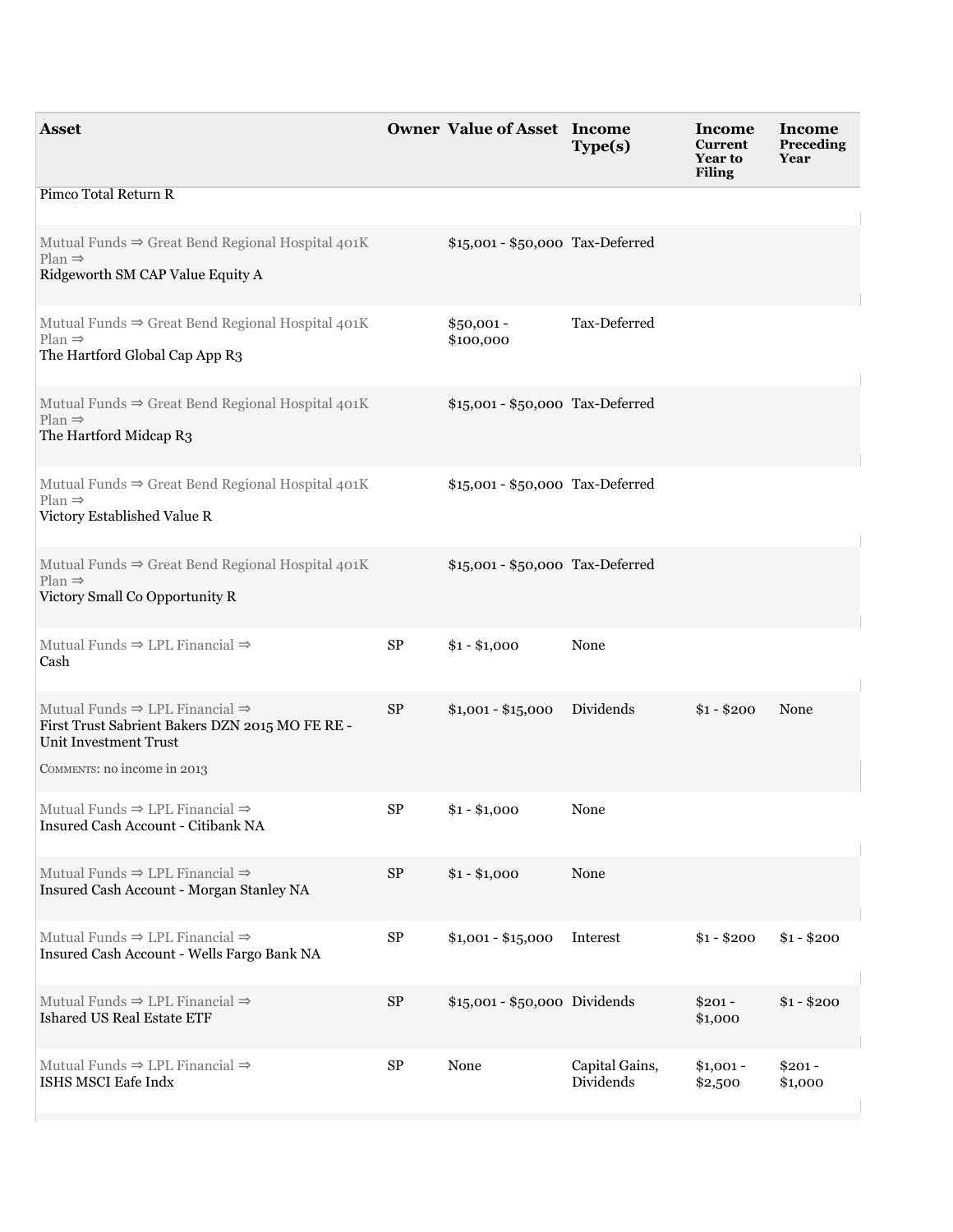| Asset | Owner | Value of Asset | Income Type(s) | Income Current Year to Filing | Income Preceding Year |
|---|---|---|---|---|---|
| Pimco Total Return R | | | | | |
| Mutual Funds ⇒ Great Bend Regional Hospital 401K Plan ⇒ Ridgeworth SM CAP Value Equity A | | $15,001 - $50,000 | Tax-Deferred | | |
| Mutual Funds ⇒ Great Bend Regional Hospital 401K Plan ⇒ The Hartford Global Cap App R3 | | $50,001 - $100,000 | Tax-Deferred | | |
| Mutual Funds ⇒ Great Bend Regional Hospital 401K Plan ⇒ The Hartford Midcap R3 | | $15,001 - $50,000 | Tax-Deferred | | |
| Mutual Funds ⇒ Great Bend Regional Hospital 401K Plan ⇒ Victory Established Value R | | $15,001 - $50,000 | Tax-Deferred | | |
| Mutual Funds ⇒ Great Bend Regional Hospital 401K Plan ⇒ Victory Small Co Opportunity R | | $15,001 - $50,000 | Tax-Deferred | | |
| Mutual Funds ⇒ LPL Financial ⇒ Cash | SP | $1 - $1,000 | None | | |
| Mutual Funds ⇒ LPL Financial ⇒ First Trust Sabrient Bakers DZN 2015 MO FE RE - Unit Investment Trust<br>COMMENTS: no income in 2013 | SP | $1,001 - $15,000 | Dividends | $1 - $200 | None |
| Mutual Funds ⇒ LPL Financial ⇒ Insured Cash Account - Citibank NA | SP | $1 - $1,000 | None | | |
| Mutual Funds ⇒ LPL Financial ⇒ Insured Cash Account - Morgan Stanley NA | SP | $1 - $1,000 | None | | |
| Mutual Funds ⇒ LPL Financial ⇒ Insured Cash Account - Wells Fargo Bank NA | SP | $1,001 - $15,000 | Interest | $1 - $200 | $1 - $200 |
| Mutual Funds ⇒ LPL Financial ⇒ Ishared US Real Estate ETF | SP | $15,001 - $50,000 | Dividends | $201 - $1,000 | $1 - $200 |
| Mutual Funds ⇒ LPL Financial ⇒ ISHS MSCI Eafe Indx | SP | None | Capital Gains, Dividends | $1,001 - $2,500 | $201 - $1,000 |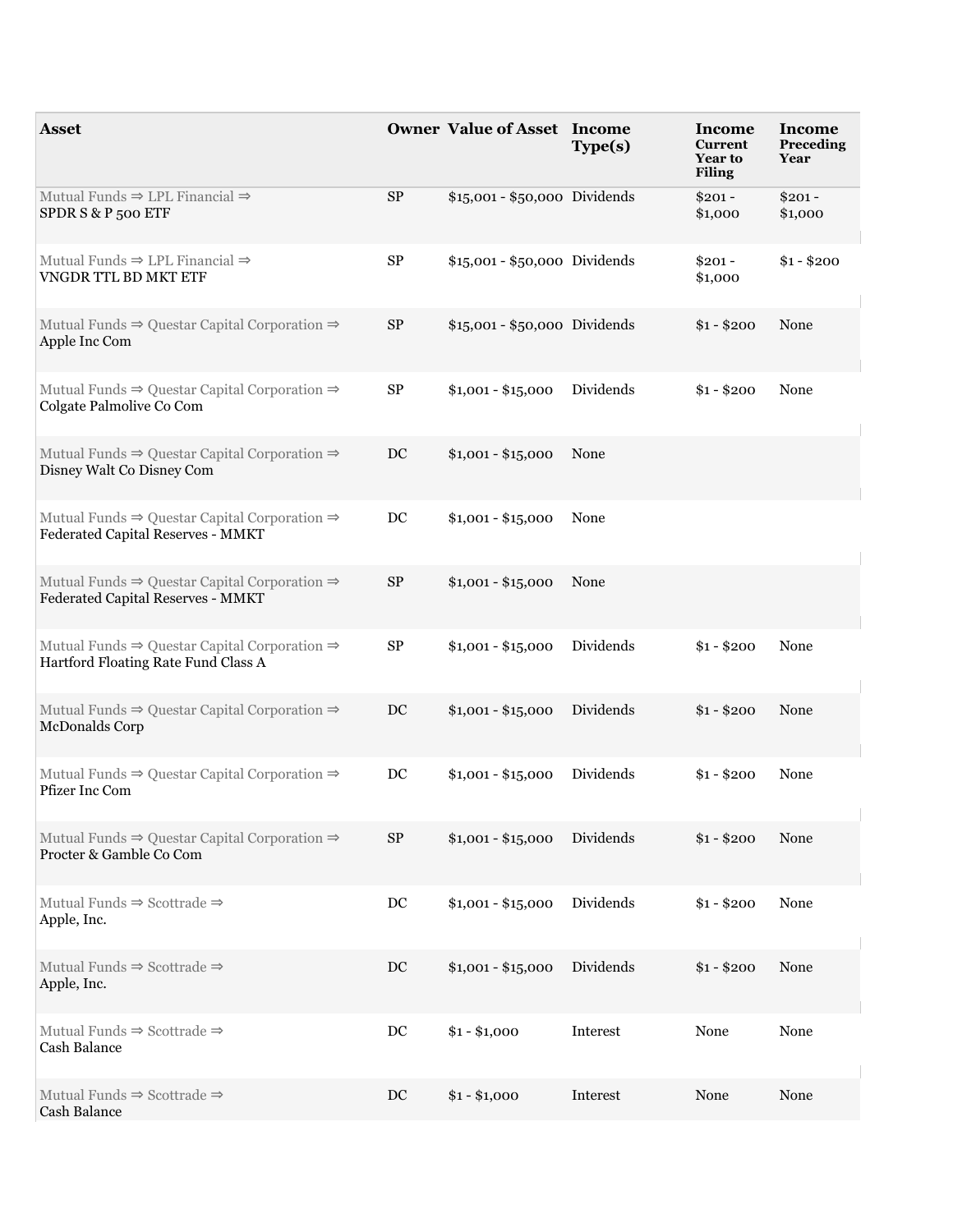| Asset | Owner | Value of Asset | Income Type(s) | Income Current Year to Filing | Income Preceding Year |
| --- | --- | --- | --- | --- | --- |
| Mutual Funds ⇒ LPL Financial ⇒ SPDR S & P 500 ETF | SP | $15,001 - $50,000 | Dividends | $201 - $1,000 | $201 - $1,000 |
| Mutual Funds ⇒ LPL Financial ⇒ VNGDR TTL BD MKT ETF | SP | $15,001 - $50,000 | Dividends | $201 - $1,000 | $1 - $200 |
| Mutual Funds ⇒ Questar Capital Corporation ⇒ Apple Inc Com | SP | $15,001 - $50,000 | Dividends | $1 - $200 | None |
| Mutual Funds ⇒ Questar Capital Corporation ⇒ Colgate Palmolive Co Com | SP | $1,001 - $15,000 | Dividends | $1 - $200 | None |
| Mutual Funds ⇒ Questar Capital Corporation ⇒ Disney Walt Co Disney Com | DC | $1,001 - $15,000 | None | | |
| Mutual Funds ⇒ Questar Capital Corporation ⇒ Federated Capital Reserves - MMKT | DC | $1,001 - $15,000 | None | | |
| Mutual Funds ⇒ Questar Capital Corporation ⇒ Federated Capital Reserves - MMKT | SP | $1,001 - $15,000 | None | | |
| Mutual Funds ⇒ Questar Capital Corporation ⇒ Hartford Floating Rate Fund Class A | SP | $1,001 - $15,000 | Dividends | $1 - $200 | None |
| Mutual Funds ⇒ Questar Capital Corporation ⇒ McDonalds Corp | DC | $1,001 - $15,000 | Dividends | $1 - $200 | None |
| Mutual Funds ⇒ Questar Capital Corporation ⇒ Pfizer Inc Com | DC | $1,001 - $15,000 | Dividends | $1 - $200 | None |
| Mutual Funds ⇒ Questar Capital Corporation ⇒ Procter & Gamble Co Com | SP | $1,001 - $15,000 | Dividends | $1 - $200 | None |
| Mutual Funds ⇒ Scottrade ⇒ Apple, Inc. | DC | $1,001 - $15,000 | Dividends | $1 - $200 | None |
| Mutual Funds ⇒ Scottrade ⇒ Apple, Inc. | DC | $1,001 - $15,000 | Dividends | $1 - $200 | None |
| Mutual Funds ⇒ Scottrade ⇒ Cash Balance | DC | $1 - $1,000 | Interest | None | None |
| Mutual Funds ⇒ Scottrade ⇒ Cash Balance | DC | $1 - $1,000 | Interest | None | None |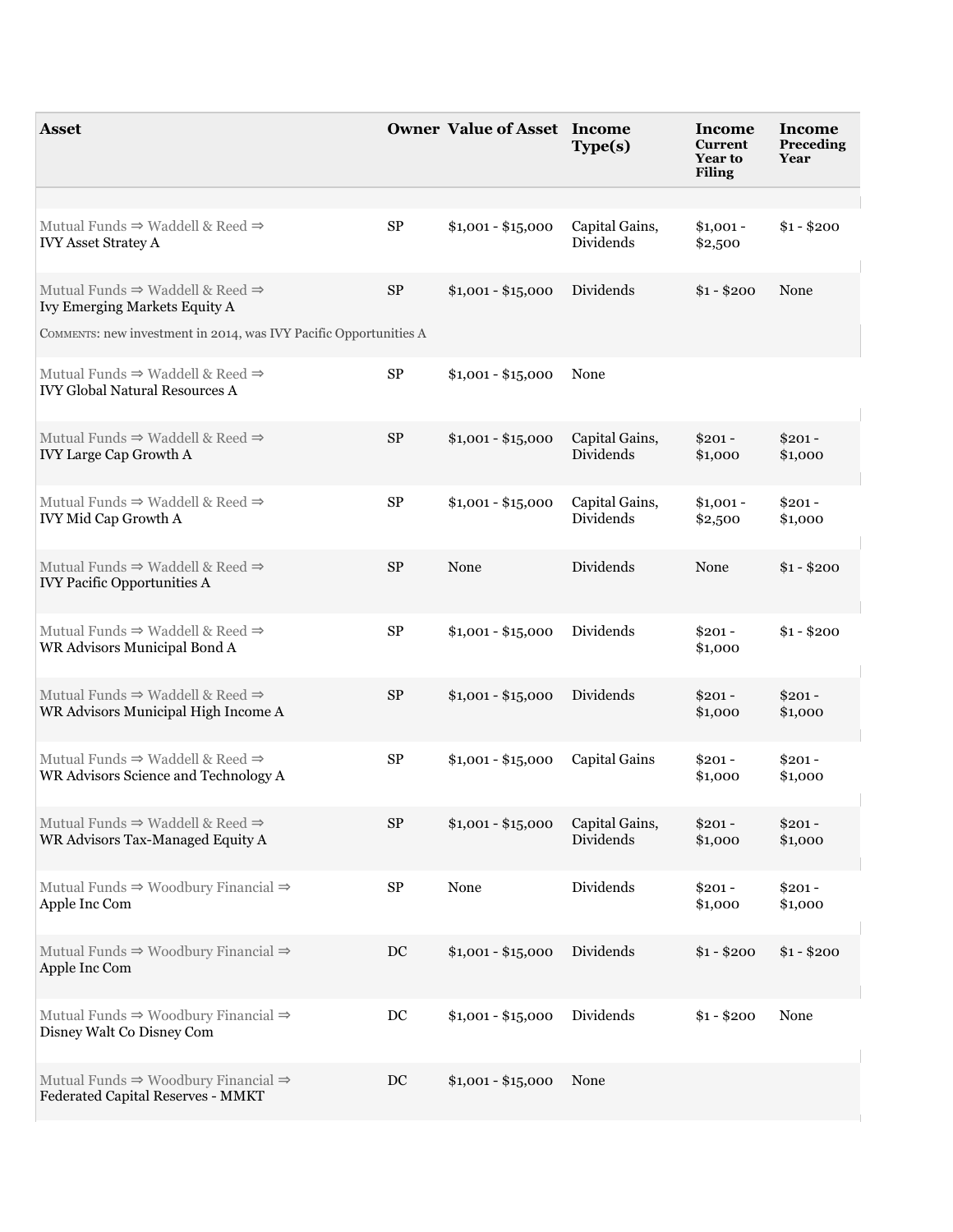| Asset | Owner | Value of Asset | Income Type(s) | Income Current Year to Filing | Income Preceding Year |
|---|---|---|---|---|---|
| Mutual Funds ⇒ Waddell & Reed ⇒ IVY Asset Stratey A | SP | $1,001 - $15,000 | Capital Gains, Dividends | $1,001 - $2,500 | $1 - $200 |
| Mutual Funds ⇒ Waddell & Reed ⇒ Ivy Emerging Markets Equity A<br>COMMENTS: new investment in 2014, was IVY Pacific Opportunities A | SP | $1,001 - $15,000 | Dividends | $1 - $200 | None |
| Mutual Funds ⇒ Waddell & Reed ⇒ IVY Global Natural Resources A | SP | $1,001 - $15,000 | None | | |
| Mutual Funds ⇒ Waddell & Reed ⇒ IVY Large Cap Growth A | SP | $1,001 - $15,000 | Capital Gains, Dividends | $201 - $1,000 | $201 - $1,000 |
| Mutual Funds ⇒ Waddell & Reed ⇒ IVY Mid Cap Growth A | SP | $1,001 - $15,000 | Capital Gains, Dividends | $1,001 - $2,500 | $201 - $1,000 |
| Mutual Funds ⇒ Waddell & Reed ⇒ IVY Pacific Opportunities A | SP | None | Dividends | None | $1 - $200 |
| Mutual Funds ⇒ Waddell & Reed ⇒ WR Advisors Municipal Bond A | SP | $1,001 - $15,000 | Dividends | $201 - $1,000 | $1 - $200 |
| Mutual Funds ⇒ Waddell & Reed ⇒ WR Advisors Municipal High Income A | SP | $1,001 - $15,000 | Dividends | $201 - $1,000 | $201 - $1,000 |
| Mutual Funds ⇒ Waddell & Reed ⇒ WR Advisors Science and Technology A | SP | $1,001 - $15,000 | Capital Gains | $201 - $1,000 | $201 - $1,000 |
| Mutual Funds ⇒ Waddell & Reed ⇒ WR Advisors Tax-Managed Equity A | SP | $1,001 - $15,000 | Capital Gains, Dividends | $201 - $1,000 | $201 - $1,000 |
| Mutual Funds ⇒ Woodbury Financial ⇒ Apple Inc Com | SP | None | Dividends | $201 - $1,000 | $201 - $1,000 |
| Mutual Funds ⇒ Woodbury Financial ⇒ Apple Inc Com | DC | $1,001 - $15,000 | Dividends | $1 - $200 | $1 - $200 |
| Mutual Funds ⇒ Woodbury Financial ⇒ Disney Walt Co Disney Com | DC | $1,001 - $15,000 | Dividends | $1 - $200 | None |
| Mutual Funds ⇒ Woodbury Financial ⇒ Federated Capital Reserves - MMKT | DC | $1,001 - $15,000 | None | | |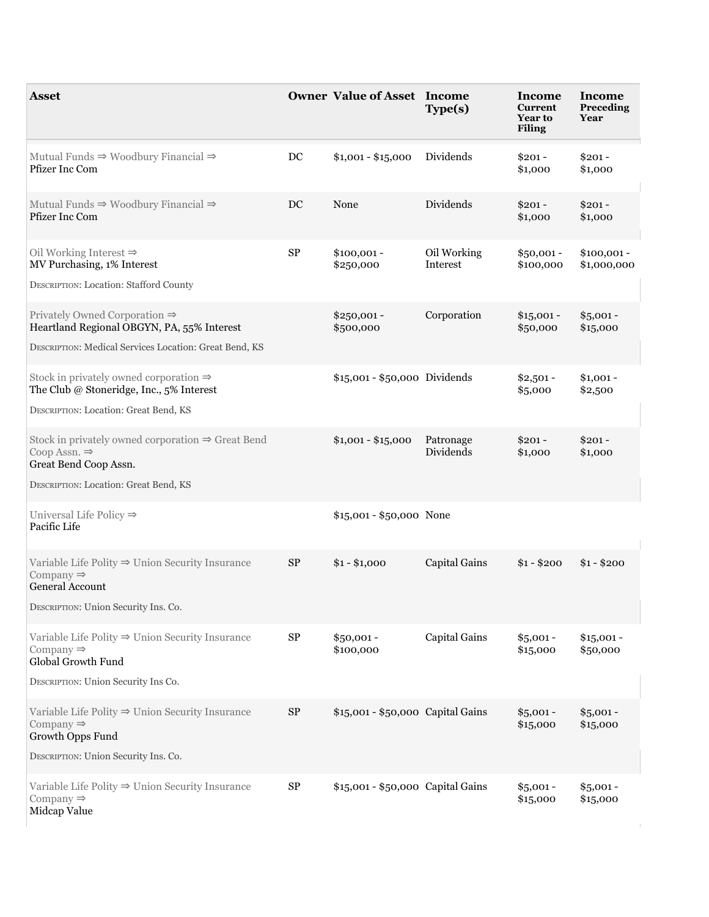| Asset | Owner | Value of Asset | Income Type(s) | Income Current Year to Filing | Income Preceding Year |
|---|---|---|---|---|---|
| Mutual Funds ⇒ Woodbury Financial ⇒ Pfizer Inc Com | DC | $1,001 - $15,000 | Dividends | $201 - $1,000 | $201 - $1,000 |
| Mutual Funds ⇒ Woodbury Financial ⇒ Pfizer Inc Com | DC | None | Dividends | $201 - $1,000 | $201 - $1,000 |
| Oil Working Interest ⇒ MV Purchasing, 1% Interest<br>DESCRIPTION: Location: Stafford County | SP | $100,001 - $250,000 | Oil Working Interest | $50,001 - $100,000 | $100,001 - $1,000,000 |
| Privately Owned Corporation ⇒ Heartland Regional OBGYN, PA, 55% Interest<br>DESCRIPTION: Medical Services Location: Great Bend, KS | | $250,001 - $500,000 | Corporation | $15,001 - $50,000 | $5,001 - $15,000 |
| Stock in privately owned corporation ⇒ The Club @ Stoneridge, Inc., 5% Interest<br>DESCRIPTION: Location: Great Bend, KS | | $15,001 - $50,000 | Dividends | $2,501 - $5,000 | $1,001 - $2,500 |
| Stock in privately owned corporation ⇒ Great Bend Coop Assn. ⇒ Great Bend Coop Assn.<br>DESCRIPTION: Location: Great Bend, KS | | $1,001 - $15,000 | Patronage Dividends | $201 - $1,000 | $201 - $1,000 |
| Universal Life Policy ⇒ Pacific Life | | $15,001 - $50,000 | None | | |
| Variable Life Polity ⇒ Union Security Insurance Company ⇒ General Account<br>DESCRIPTION: Union Security Ins. Co. | SP | $1 - $1,000 | Capital Gains | $1 - $200 | $1 - $200 |
| Variable Life Polity ⇒ Union Security Insurance Company ⇒ Global Growth Fund<br>DESCRIPTION: Union Security Ins Co. | SP | $50,001 - $100,000 | Capital Gains | $5,001 - $15,000 | $15,001 - $50,000 |
| Variable Life Polity ⇒ Union Security Insurance Company ⇒ Growth Opps Fund<br>DESCRIPTION: Union Security Ins. Co. | SP | $15,001 - $50,000 | Capital Gains | $5,001 - $15,000 | $5,001 - $15,000 |
| Variable Life Polity ⇒ Union Security Insurance Company ⇒ Midcap Value | SP | $15,001 - $50,000 | Capital Gains | $5,001 - $15,000 | $5,001 - $15,000 |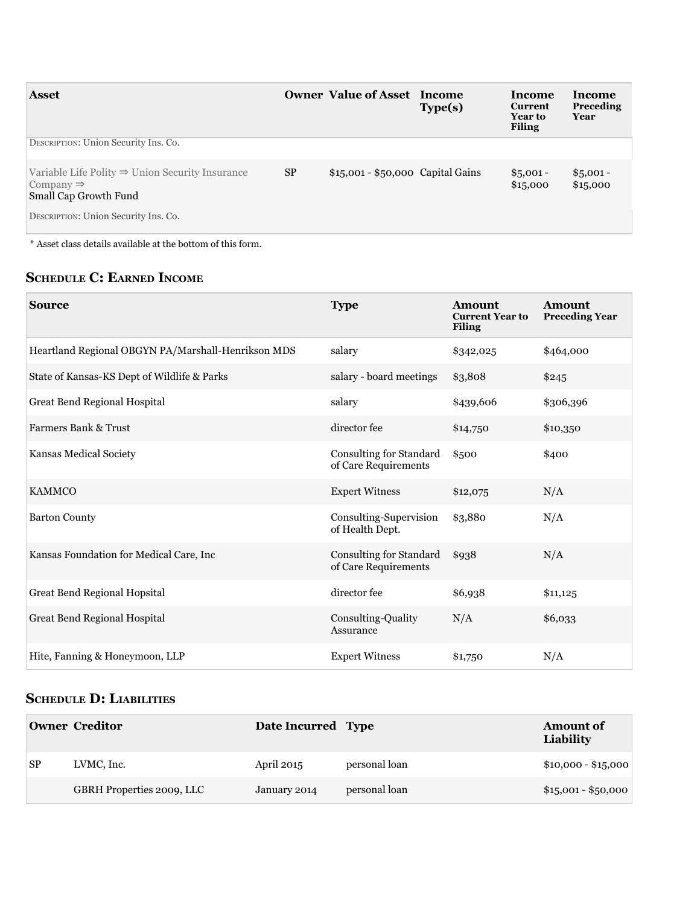| Asset | Owner | Value of Asset | Income Type(s) | Income Current Year to Filing | Income Preceding Year |
|---|---|---|---|---|---|
| DESCRIPTION: Union Security Ins. Co. | | | | | |
| Variable Life Polity ⇒ Union Security Insurance Company ⇒ Small Cap Growth Fund | SP | $15,001 - $50,000 | Capital Gains | $5,001 - $15,000 | $5,001 - $15,000 |
| DESCRIPTION: Union Security Ins. Co. | | | | | |

* Asset class details available at the bottom of this form.

## Schedule C: Earned Income

| Source | Type | Amount Current Year to Filing | Amount Preceding Year |
|---|---|---|---|
| Heartland Regional OBGYN PA/Marshall-Henrikson MDS | salary | $342,025 | $464,000 |
| State of Kansas-KS Dept of Wildlife & Parks | salary - board meetings | $3,808 | $245 |
| Great Bend Regional Hospital | salary | $439,606 | $306,396 |
| Farmers Bank & Trust | director fee | $14,750 | $10,350 |
| Kansas Medical Society | Consulting for Standard of Care Requirements | $500 | $400 |
| KAMMCO | Expert Witness | $12,075 | N/A |
| Barton County | Consulting-Supervision of Health Dept. | $3,880 | N/A |
| Kansas Foundation for Medical Care, Inc | Consulting for Standard of Care Requirements | $938 | N/A |
| Great Bend Regional Hopsital | director fee | $6,938 | $11,125 |
| Great Bend Regional Hospital | Consulting-Quality Assurance | N/A | $6,033 |
| Hite, Fanning & Honeymoon, LLP | Expert Witness | $1,750 | N/A |

## Schedule D: Liabilities

| Owner | Creditor | Date Incurred | Type | Amount of Liability |
|---|---|---|---|---|
| SP | LVMC, Inc. | April 2015 | personal loan | $10,000 - $15,000 |
| | GBRH Properties 2009, LLC | January 2014 | personal loan | $15,001 - $50,000 |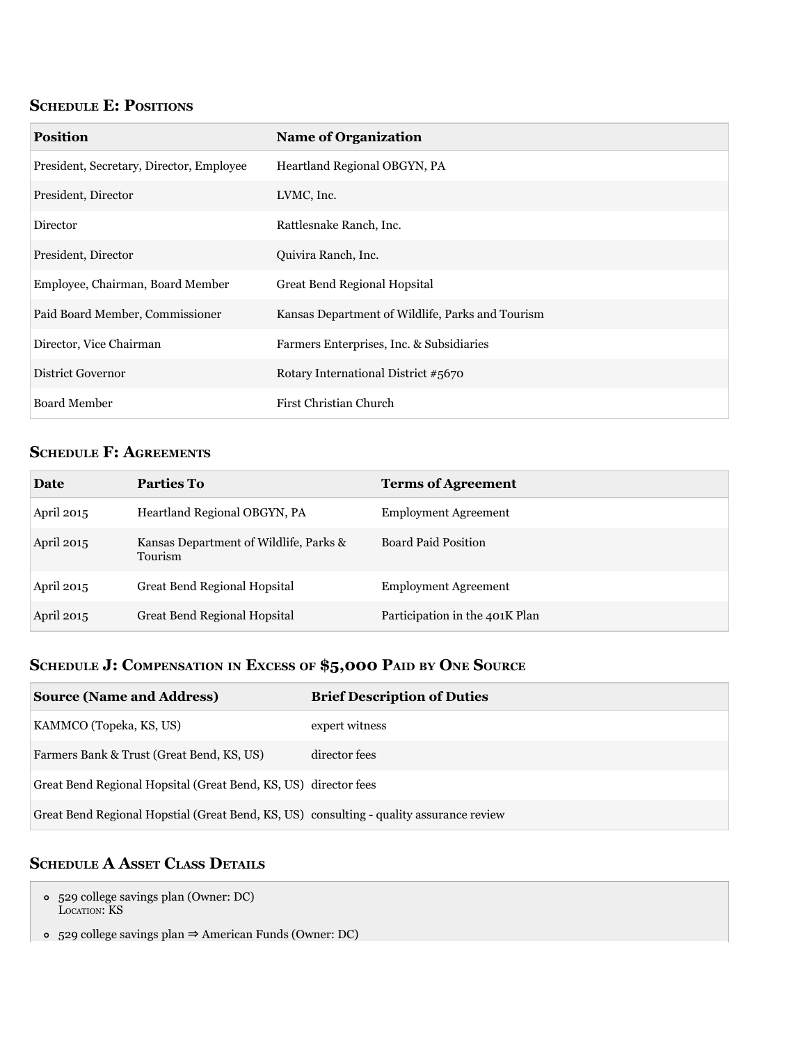### Schedule E: Positions

| Position | Name of Organization |
| --- | --- |
| President, Secretary, Director, Employee | Heartland Regional OBGYN, PA |
| President, Director | LVMC, Inc. |
| Director | Rattlesnake Ranch, Inc. |
| President, Director | Quivira Ranch, Inc. |
| Employee, Chairman, Board Member | Great Bend Regional Hopsital |
| Paid Board Member, Commissioner | Kansas Department of Wildlife, Parks and Tourism |
| Director, Vice Chairman | Farmers Enterprises, Inc. & Subsidiaries |
| District Governor | Rotary International District #5670 |
| Board Member | First Christian Church |

### Schedule F: Agreements

| Date | Parties To | Terms of Agreement |
| --- | --- | --- |
| April 2015 | Heartland Regional OBGYN, PA | Employment Agreement |
| April 2015 | Kansas Department of Wildlife, Parks & Tourism | Board Paid Position |
| April 2015 | Great Bend Regional Hopsital | Employment Agreement |
| April 2015 | Great Bend Regional Hopsital | Participation in the 401K Plan |

### Schedule J: Compensation in Excess of $5,000 Paid by One Source

| Source (Name and Address) | Brief Description of Duties |
| --- | --- |
| KAMMCO (Topeka, KS, US) | expert witness |
| Farmers Bank & Trust (Great Bend, KS, US) | director fees |
| Great Bend Regional Hopsital (Great Bend, KS, US) | director fees |
| Great Bend Regional Hopstial (Great Bend, KS, US) | consulting - quality assurance review |

### Schedule A Asset Class Details

- 529 college savings plan (Owner: DC)
  Location: KS
- 529 college savings plan ⇒ American Funds (Owner: DC)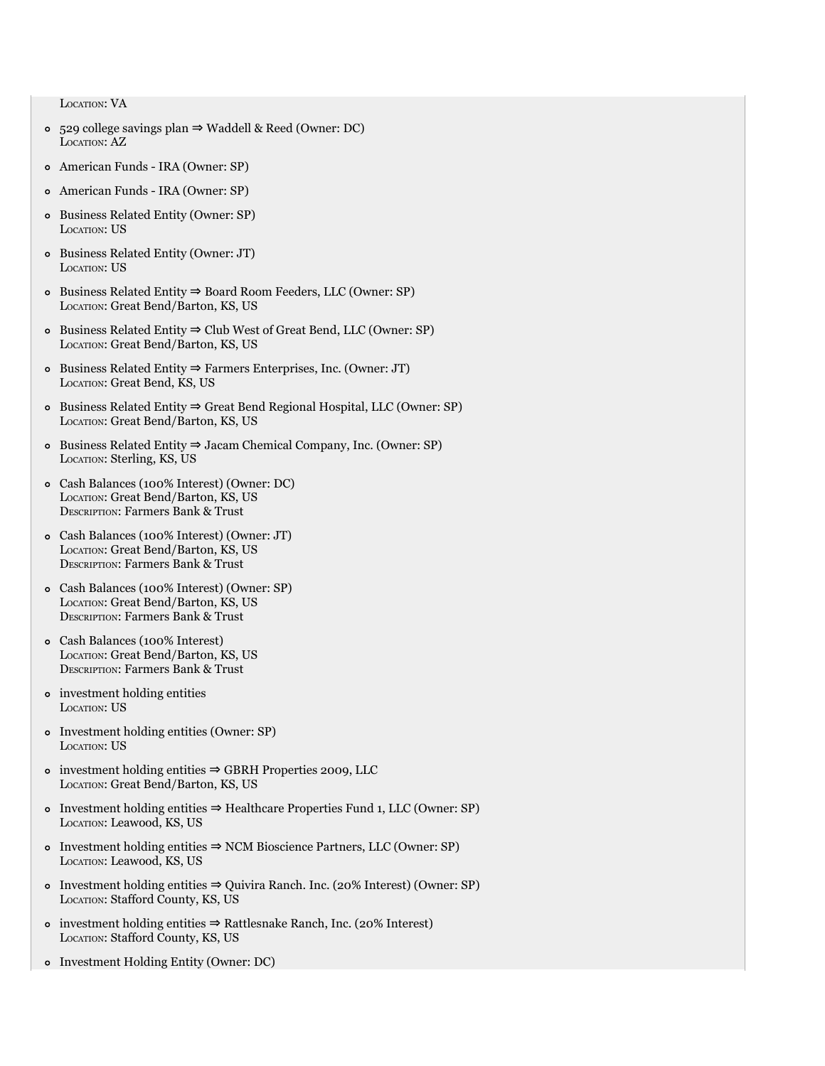Location: VA

- 529 college savings plan ⇒ Waddell & Reed (Owner: DC)
  Location: AZ
- American Funds - IRA (Owner: SP)
- American Funds - IRA (Owner: SP)
- Business Related Entity (Owner: SP)
  Location: US
- Business Related Entity (Owner: JT)
  Location: US
- Business Related Entity ⇒ Board Room Feeders, LLC (Owner: SP)
  Location: Great Bend/Barton, KS, US
- Business Related Entity ⇒ Club West of Great Bend, LLC (Owner: SP)
  Location: Great Bend/Barton, KS, US
- Business Related Entity ⇒ Farmers Enterprises, Inc. (Owner: JT)
  Location: Great Bend, KS, US
- Business Related Entity ⇒ Great Bend Regional Hospital, LLC (Owner: SP)
  Location: Great Bend/Barton, KS, US
- Business Related Entity ⇒ Jacam Chemical Company, Inc. (Owner: SP)
  Location: Sterling, KS, US
- Cash Balances (100% Interest) (Owner: DC)
  Location: Great Bend/Barton, KS, US
  Description: Farmers Bank & Trust
- Cash Balances (100% Interest) (Owner: JT)
  Location: Great Bend/Barton, KS, US
  Description: Farmers Bank & Trust
- Cash Balances (100% Interest) (Owner: SP)
  Location: Great Bend/Barton, KS, US
  Description: Farmers Bank & Trust
- Cash Balances (100% Interest)
  Location: Great Bend/Barton, KS, US
  Description: Farmers Bank & Trust
- investment holding entities
  Location: US
- Investment holding entities (Owner: SP)
  Location: US
- investment holding entities ⇒ GBRH Properties 2009, LLC
  Location: Great Bend/Barton, KS, US
- Investment holding entities ⇒ Healthcare Properties Fund 1, LLC (Owner: SP)
  Location: Leawood, KS, US
- Investment holding entities ⇒ NCM Bioscience Partners, LLC (Owner: SP)
  Location: Leawood, KS, US
- Investment holding entities ⇒ Quivira Ranch. Inc. (20% Interest) (Owner: SP)
  Location: Stafford County, KS, US
- investment holding entities ⇒ Rattlesnake Ranch, Inc. (20% Interest)
  Location: Stafford County, KS, US
- Investment Holding Entity (Owner: DC)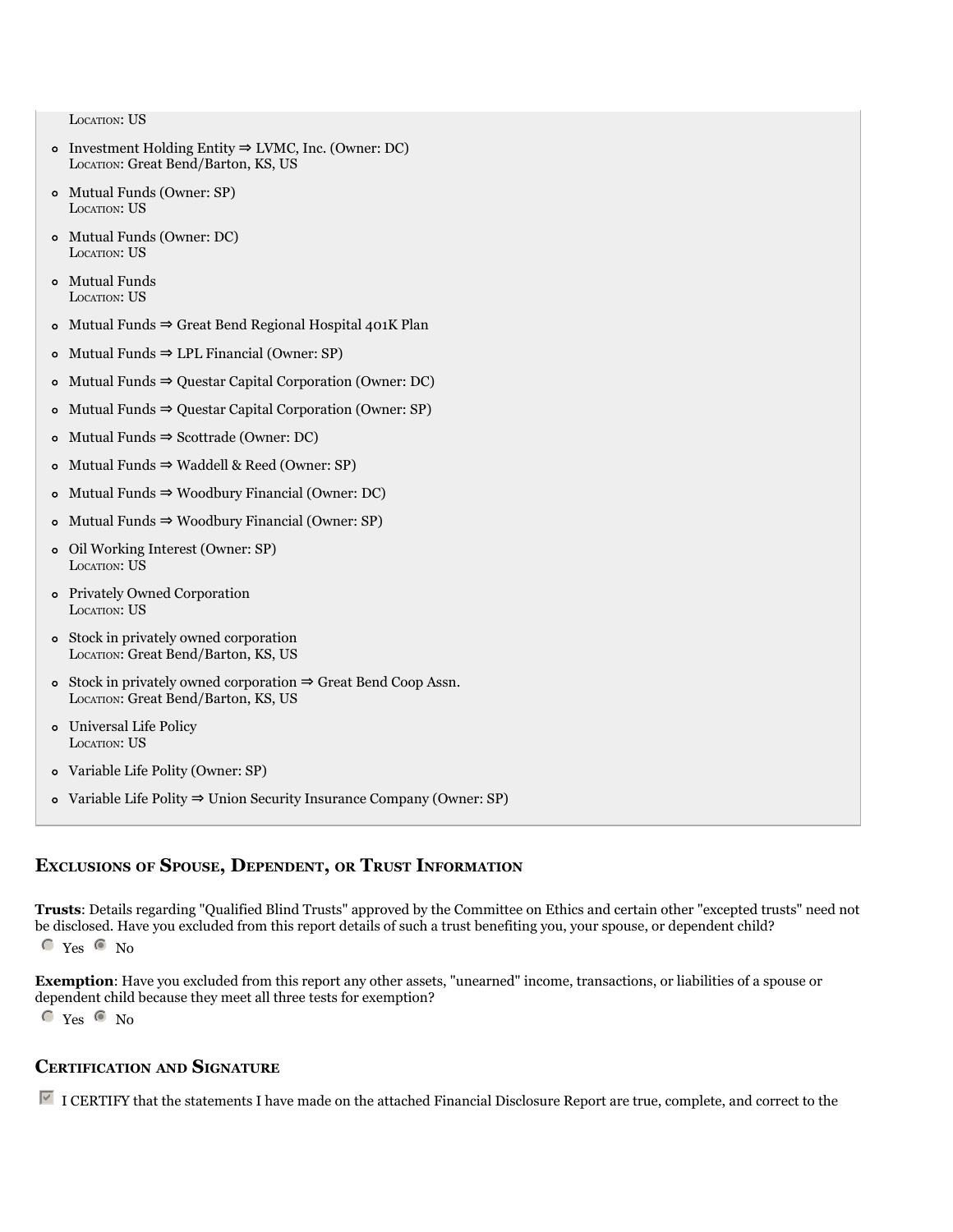Location: US

- Investment Holding Entity ⇒ LVMC, Inc. (Owner: DC)
  Location: Great Bend/Barton, KS, US
- Mutual Funds (Owner: SP)
  Location: US
- Mutual Funds (Owner: DC)
  Location: US
- Mutual Funds
  Location: US
- Mutual Funds ⇒ Great Bend Regional Hospital 401K Plan
- Mutual Funds ⇒ LPL Financial (Owner: SP)
- Mutual Funds ⇒ Questar Capital Corporation (Owner: DC)
- Mutual Funds ⇒ Questar Capital Corporation (Owner: SP)
- Mutual Funds ⇒ Scottrade (Owner: DC)
- Mutual Funds ⇒ Waddell & Reed (Owner: SP)
- Mutual Funds ⇒ Woodbury Financial (Owner: DC)
- Mutual Funds ⇒ Woodbury Financial (Owner: SP)
- Oil Working Interest (Owner: SP)
  Location: US
- Privately Owned Corporation
  Location: US
- Stock in privately owned corporation
  Location: Great Bend/Barton, KS, US
- Stock in privately owned corporation ⇒ Great Bend Coop Assn.
  Location: Great Bend/Barton, KS, US
- Universal Life Policy
  Location: US
- Variable Life Polity (Owner: SP)
- Variable Life Polity ⇒ Union Security Insurance Company (Owner: SP)

## Exclusions of Spouse, Dependent, or Trust Information

**Trusts**: Details regarding "Qualified Blind Trusts" approved by the Committee on Ethics and certain other "excepted trusts" need not be disclosed. Have you excluded from this report details of such a trust benefiting you, your spouse, or dependent child?

○ Yes ● No

**Exemption**: Have you excluded from this report any other assets, "unearned" income, transactions, or liabilities of a spouse or dependent child because they meet all three tests for exemption?

○ Yes ● No

## Certification and Signature

☑ I CERTIFY that the statements I have made on the attached Financial Disclosure Report are true, complete, and correct to the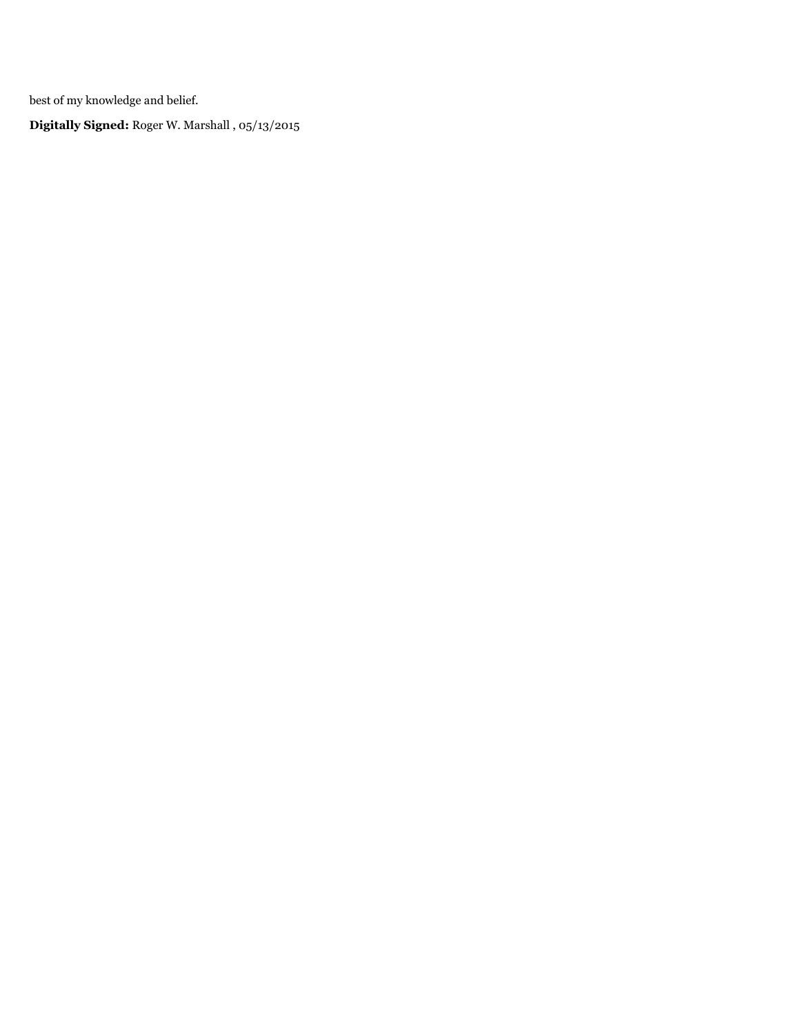best of my knowledge and belief.

**Digitally Signed:** Roger W. Marshall , 05/13/2015